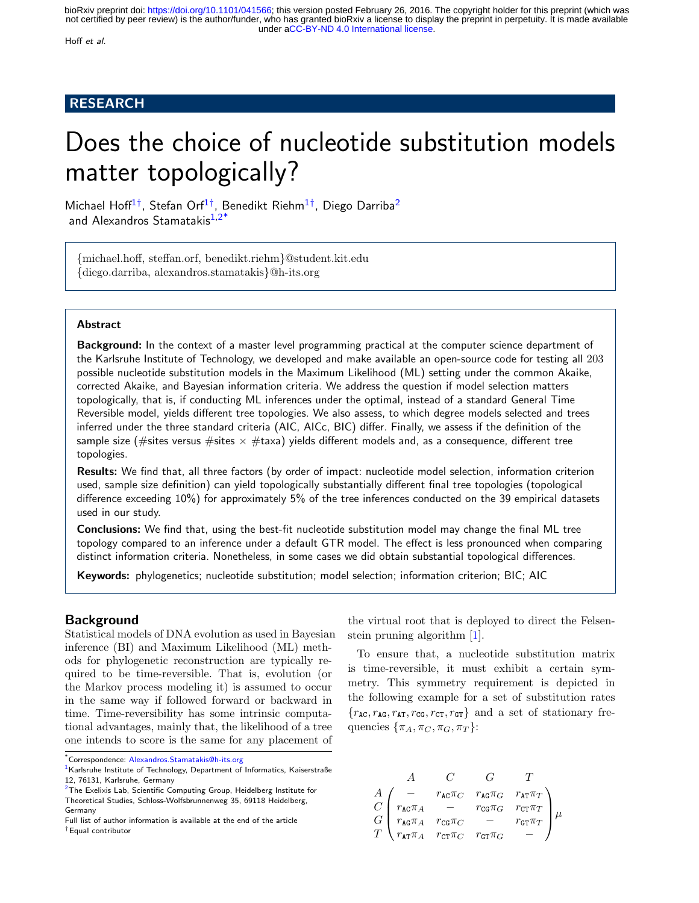RESEARCH

# Does the choice of nucleotide substitution models matter topologically?

Michael Hoff[1†], Stefan Orf[1†], Benedikt Riehm[1†], Diego Darriba[2] and Alexandros Stamatakis[1,2*]

{michael.hoff, steffan.orf, benedikt.riehm}@student.kit.edu
{diego.darriba, alexandros.stamatakis}@h-its.org

**Abstract**

**Background:** In the context of a master level programming practical at the computer science department of the Karlsruhe Institute of Technology, we developed and make available an open-source code for testing all 203 possible nucleotide substitution models in the Maximum Likelihood (ML) setting under the common Akaike, corrected Akaike, and Bayesian information criteria. We address the question if model selection matters topologically, that is, if conducting ML inferences under the optimal, instead of a standard General Time Reversible model, yields different tree topologies. We also assess, to which degree models selected and trees inferred under the three standard criteria (AIC, AICc, BIC) differ. Finally, we assess if the definition of the sample size (#sites versus #sites × #taxa) yields different models and, as a consequence, different tree topologies.

**Results:** We find that, all three factors (by order of impact: nucleotide model selection, information criterion used, sample size definition) can yield topologically substantially different final tree topologies (topological difference exceeding 10%) for approximately 5% of the tree inferences conducted on the 39 empirical datasets used in our study.

**Conclusions:** We find that, using the best-fit nucleotide substitution model may change the final ML tree topology compared to an inference under a default GTR model. The effect is less pronounced when comparing distinct information criteria. Nonetheless, in some cases we did obtain substantial topological differences.

**Keywords:** phylogenetics; nucleotide substitution; model selection; information criterion; BIC; AIC

## Background

Statistical models of DNA evolution as used in Bayesian inference (BI) and Maximum Likelihood (ML) methods for phylogenetic reconstruction are typically required to be time-reversible. That is, evolution (or the Markov process modeling it) is assumed to occur in the same way if followed forward or backward in time. Time-reversibility has some intrinsic computational advantages, mainly that, the likelihood of a tree one intends to score is the same for any placement of the virtual root that is deployed to direct the Felsenstein pruning algorithm [1].

To ensure that, a nucleotide substitution matrix is time-reversible, it must exhibit a certain symmetry. This symmetry requirement is depicted in the following example for a set of substitution rates $\{r_{AC}, r_{AG}, r_{AT}, r_{CG}, r_{CT}, r_{GT}\}$ and a set of stationary frequencies $\{\pi_A, \pi_C, \pi_G, \pi_T\}$:

$$
\begin{array}{c} \\ A \\ C \\ G \\ T \end{array}
\begin{array}{c}
\begin{array}{cccc} A & C & G & T \end{array} \\
\begin{pmatrix}
- & r_{AC}\pi_C & r_{AG}\pi_G & r_{AT}\pi_T \\
r_{AC}\pi_A & - & r_{CG}\pi_G & r_{CT}\pi_T \\
r_{AG}\pi_A & r_{CG}\pi_C & - & r_{GT}\pi_T \\
r_{AT}\pi_A & r_{CT}\pi_C & r_{GT}\pi_G & -
\end{pmatrix}
\end{array} \mu
$$

*Correspondence: Alexandros.Stamatakis@h-its.org
[1] Karlsruhe Institute of Technology, Department of Informatics, Kaiserstraße 12, 76131, Karlsruhe, Germany
[2] The Exelixis Lab, Scientific Computing Group, Heidelberg Institute for Theoretical Studies, Schloss-Wolfsbrunnenweg 35, 69118 Heidelberg, Germany
Full list of author information is available at the end of the article
† Equal contributor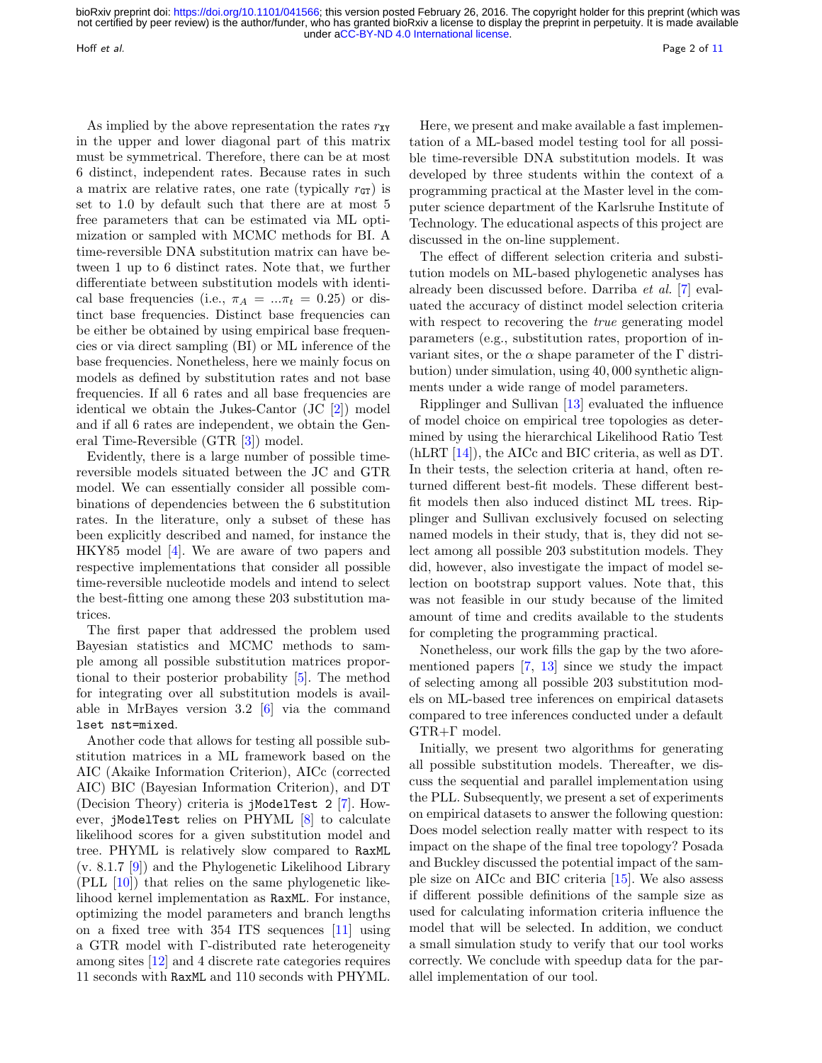As implied by the above representation the rates $r_{\mathtt{XY}}$ in the upper and lower diagonal part of this matrix must be symmetrical. Therefore, there can be at most 6 distinct, independent rates. Because rates in such a matrix are relative rates, one rate (typically $r_{\mathtt{GT}}$) is set to 1.0 by default such that there are at most 5 free parameters that can be estimated via ML optimization or sampled with MCMC methods for BI. A time-reversible DNA substitution matrix can have between 1 up to 6 distinct rates. Note that, we further differentiate between substitution models with identical base frequencies (i.e., $\pi_A = ...\pi_t = 0.25$) or distinct base frequencies. Distinct base frequencies can be either be obtained by using empirical base frequencies or via direct sampling (BI) or ML inference of the base frequencies. Nonetheless, here we mainly focus on models as defined by substitution rates and not base frequencies. If all 6 rates and all base frequencies are identical we obtain the Jukes-Cantor (JC [2]) model and if all 6 rates are independent, we obtain the General Time-Reversible (GTR [3]) model.

Evidently, there is a large number of possible time-reversible models situated between the JC and GTR model. We can essentially consider all possible combinations of dependencies between the 6 substitution rates. In the literature, only a subset of these has been explicitly described and named, for instance the HKY85 model [4]. We are aware of two papers and respective implementations that consider all possible time-reversible nucleotide models and intend to select the best-fitting one among these 203 substitution matrices.

The first paper that addressed the problem used Bayesian statistics and MCMC methods to sample among all possible substitution matrices proportional to their posterior probability [5]. The method for integrating over all substitution models is available in MrBayes version 3.2 [6] via the command `lset nst=mixed`.

Another code that allows for testing all possible substitution matrices in a ML framework based on the AIC (Akaike Information Criterion), AICc (corrected AIC) BIC (Bayesian Information Criterion), and DT (Decision Theory) criteria is `jModelTest 2` [7]. However, `jModelTest` relies on PHYML [8] to calculate likelihood scores for a given substitution model and tree. PHYML is relatively slow compared to `RaxML` (v. 8.1.7 [9]) and the Phylogenetic Likelihood Library (PLL [10]) that relies on the same phylogenetic likelihood kernel implementation as `RaxML`. For instance, optimizing the model parameters and branch lengths on a fixed tree with 354 ITS sequences [11] using a GTR model with Γ-distributed rate heterogeneity among sites [12] and 4 discrete rate categories requires 11 seconds with `RaxML` and 110 seconds with PHYML.

Here, we present and make available a fast implementation of a ML-based model testing tool for all possible time-reversible DNA substitution models. It was developed by three students within the context of a programming practical at the Master level in the computer science department of the Karlsruhe Institute of Technology. The educational aspects of this project are discussed in the on-line supplement.

The effect of different selection criteria and substitution models on ML-based phylogenetic analyses has already been discussed before. Darriba *et al.* [7] evaluated the accuracy of distinct model selection criteria with respect to recovering the *true* generating model parameters (e.g., substitution rates, proportion of invariant sites, or the $\alpha$ shape parameter of the Γ distribution) under simulation, using 40,000 synthetic alignments under a wide range of model parameters.

Ripplinger and Sullivan [13] evaluated the influence of model choice on empirical tree topologies as determined by using the hierarchical Likelihood Ratio Test (hLRT [14]), the AICc and BIC criteria, as well as DT. In their tests, the selection criteria at hand, often returned different best-fit models. These different best-fit models then also induced distinct ML trees. Ripplinger and Sullivan exclusively focused on selecting named models in their study, that is, they did not select among all possible 203 substitution models. They did, however, also investigate the impact of model selection on bootstrap support values. Note that, this was not feasible in our study because of the limited amount of time and credits available to the students for completing the programming practical.

Nonetheless, our work fills the gap by the two aforementioned papers [7, 13] since we study the impact of selecting among all possible 203 substitution models on ML-based tree inferences on empirical datasets compared to tree inferences conducted under a default GTR+Γ model.

Initially, we present two algorithms for generating all possible substitution models. Thereafter, we discuss the sequential and parallel implementation using the PLL. Subsequently, we present a set of experiments on empirical datasets to answer the following question: Does model selection really matter with respect to its impact on the shape of the final tree topology? Posada and Buckley discussed the potential impact of the sample size on AICc and BIC criteria [15]. We also assess if different possible definitions of the sample size as used for calculating information criteria influence the model that will be selected. In addition, we conduct a small simulation study to verify that our tool works correctly. We conclude with speedup data for the parallel implementation of our tool.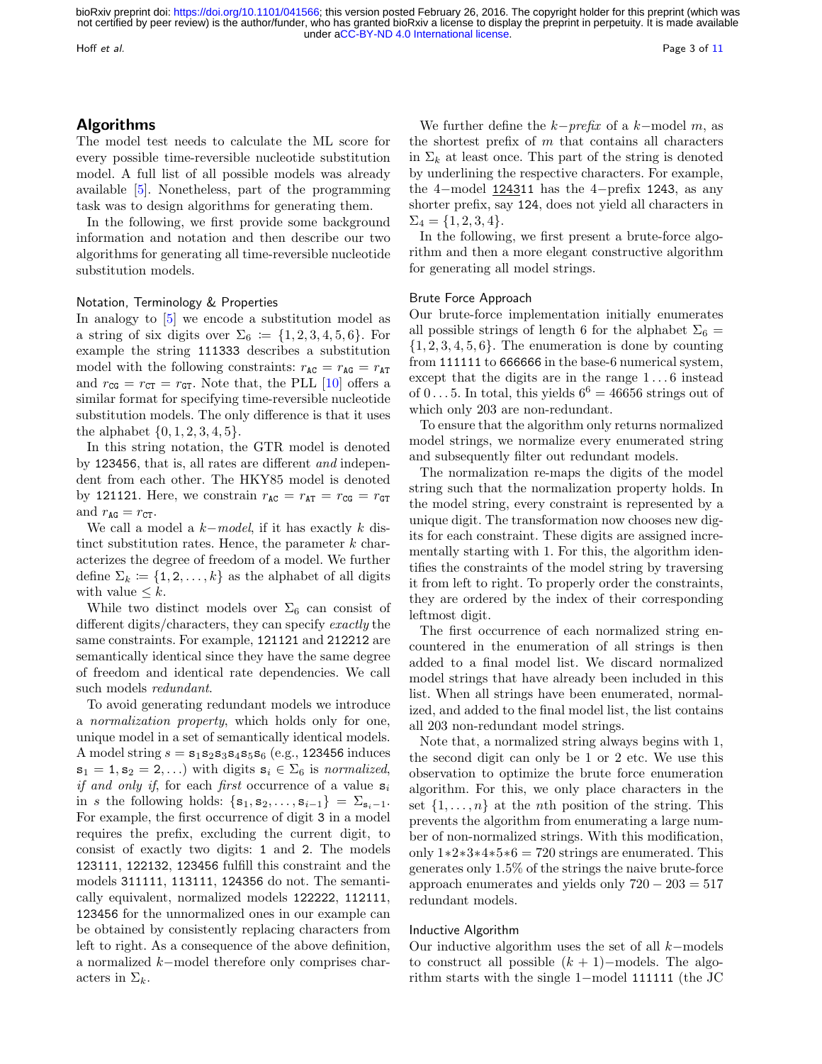## Algorithms

The model test needs to calculate the ML score for every possible time-reversible nucleotide substitution model. A full list of all possible models was already available [5]. Nonetheless, part of the programming task was to design algorithms for generating them.

In the following, we first provide some background information and notation and then describe our two algorithms for generating all time-reversible nucleotide substitution models.

### Notation, Terminology & Properties

In analogy to [5] we encode a substitution model as a string of six digits over $\Sigma_6 := \{1, 2, 3, 4, 5, 6\}$. For example the string `111333` describes a substitution model with the following constraints: $r_{\texttt{AC}} = r_{\texttt{AG}} = r_{\texttt{AT}}$ and $r_{\texttt{CG}} = r_{\texttt{CT}} = r_{\texttt{GT}}$. Note that, the PLL [10] offers a similar format for specifying time-reversible nucleotide substitution models. The only difference is that it uses the alphabet $\{0, 1, 2, 3, 4, 5\}$.

In this string notation, the GTR model is denoted by `123456`, that is, all rates are different *and* independent from each other. The HKY85 model is denoted by `121121`. Here, we constrain $r_{\texttt{AC}} = r_{\texttt{AT}} = r_{\texttt{CG}} = r_{\texttt{GT}}$ and $r_{\texttt{AG}} = r_{\texttt{CT}}$.

We call a model a $k-$*model*, if it has exactly $k$ distinct substitution rates. Hence, the parameter $k$ characterizes the degree of freedom of a model. We further define $\Sigma_k := \{1, 2, \ldots, k\}$ as the alphabet of all digits with value $\leq k$.

While two distinct models over $\Sigma_6$ can consist of different digits/characters, they can specify *exactly* the same constraints. For example, `121121` and `212212` are semantically identical since they have the same degree of freedom and identical rate dependencies. We call such models *redundant*.

To avoid generating redundant models we introduce a *normalization property*, which holds only for one, unique model in a set of semantically identical models. A model string $s = \texttt{s}_1\texttt{s}_2\texttt{s}_3\texttt{s}_4\texttt{s}_5\texttt{s}_6$ (e.g., `123456` induces $\texttt{s}_1 = 1, \texttt{s}_2 = 2, \ldots$) with digits $\texttt{s}_i \in \Sigma_6$ is *normalized*, *if and only if*, for each *first* occurrence of a value $\texttt{s}_i$ in $s$ the following holds: $\{\texttt{s}_1, \texttt{s}_2, \ldots, \texttt{s}_{i-1}\} = \Sigma_{\texttt{s}_i - 1}$. For example, the first occurrence of digit `3` in a model requires the prefix, excluding the current digit, to consist of exactly two digits: `1` and `2`. The models `123111`, `122132`, `123456` fulfill this constraint and the models `311111`, `113111`, `124356` do not. The semantically equivalent, normalized models `122222`, `112111`, `123456` for the unnormalized ones in our example can be obtained by consistently replacing characters from left to right. As a consequence of the above definition, a normalized $k-$model therefore only comprises characters in $\Sigma_k$.

We further define the $k-$*prefix* of a $k-$model $m$, as the shortest prefix of $m$ that contains all characters in $\Sigma_k$ at least once. This part of the string is denoted by underlining the respective characters. For example, the $4-$model $\underline{\texttt{1243}}\texttt{11}$ has the $4-$prefix `1243`, as any shorter prefix, say `124`, does not yield all characters in $\Sigma_4 = \{1, 2, 3, 4\}$.

In the following, we first present a brute-force algorithm and then a more elegant constructive algorithm for generating all model strings.

### Brute Force Approach

Our brute-force implementation initially enumerates all possible strings of length 6 for the alphabet $\Sigma_6 = \{1, 2, 3, 4, 5, 6\}$. The enumeration is done by counting from `111111` to `666666` in the base-6 numerical system, except that the digits are in the range $1 \ldots 6$ instead of $0 \ldots 5$. In total, this yields $6^6 = 46656$ strings out of which only 203 are non-redundant.

To ensure that the algorithm only returns normalized model strings, we normalize every enumerated string and subsequently filter out redundant models.

The normalization re-maps the digits of the model string such that the normalization property holds. In the model string, every constraint is represented by a unique digit. The transformation now chooses new digits for each constraint. These digits are assigned incrementally starting with 1. For this, the algorithm identifies the constraints of the model string by traversing it from left to right. To properly order the constraints, they are ordered by the index of their corresponding leftmost digit.

The first occurrence of each normalized string encountered in the enumeration of all strings is then added to a final model list. We discard normalized model strings that have already been included in this list. When all strings have been enumerated, normalized, and added to the final model list, the list contains all 203 non-redundant model strings.

Note that, a normalized string always begins with 1, the second digit can only be 1 or 2 etc. We use this observation to optimize the brute force enumeration algorithm. For this, we only place characters in the set $\{1, \ldots, n\}$ at the $n$th position of the string. This prevents the algorithm from enumerating a large number of non-normalized strings. With this modification, only $1 * 2 * 3 * 4 * 5 * 6 = 720$ strings are enumerated. This generates only 1.5% of the strings the naive brute-force approach enumerates and yields only $720 - 203 = 517$ redundant models.

### Inductive Algorithm

Our inductive algorithm uses the set of all $k-$models to construct all possible $(k+1)-$models. The algorithm starts with the single $1-$model `111111` (the JC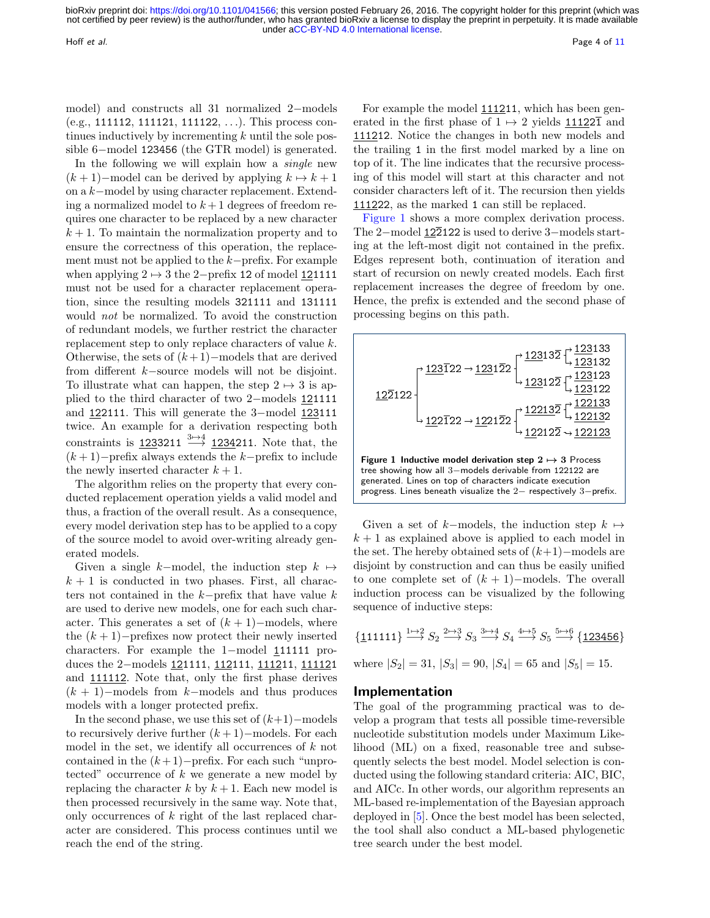model) and constructs all 31 normalized 2−models (e.g., 111112, 111121, 111122, ...). This process continues inductively by incrementing $k$ until the sole possible 6−model 123456 (the GTR model) is generated.

In the following we will explain how a *single* new $(k+1)$−model can be derived by applying $k \mapsto k+1$ on a $k$−model by using character replacement. Extending a normalized model to $k+1$ degrees of freedom requires one character to be replaced by a new character $k+1$. To maintain the normalization property and to ensure the correctness of this operation, the replacement must not be applied to the $k$−prefix. For example when applying $2 \mapsto 3$ the 2−prefix 12 of model $\underline{12}1111$ must not be used for a character replacement operation, since the resulting models 321111 and 131111 would *not* be normalized. To avoid the construction of redundant models, we further restrict the character replacement step to only replace characters of value $k$. Otherwise, the sets of $(k+1)$−models that are derived from different $k$−source models will not be disjoint. To illustrate what can happen, the step $2 \mapsto 3$ is applied to the third character of two 2−models $\underline{12}1111$ and $\underline{12}2111$. This will generate the 3−model $\underline{123}111$ twice. An example for a derivation respecting both constraints is $\underline{123}3211 \xrightarrow{3 \mapsto 4} \underline{1234}211$. Note that, the $(k+1)$−prefix always extends the $k$−prefix to include the newly inserted character $k+1$.

The algorithm relies on the property that every conducted replacement operation yields a valid model and thus, a fraction of the overall result. As a consequence, every model derivation step has to be applied to a copy of the source model to avoid over-writing already generated models.

Given a single $k$−model, the induction step $k \mapsto k+1$ is conducted in two phases. First, all characters not contained in the $k$−prefix that have value $k$ are used to derive new models, one for each such character. This generates a set of $(k+1)$−models, where the $(k+1)$−prefixes now protect their newly inserted characters. For example the 1−model $\underline{1}11111$ produces the 2−models $\underline{12}1111$, $\underline{112}111$, $\underline{1112}11$, $\underline{11112}1$ and $\underline{111112}$. Note that, only the first phase derives $(k+1)$−models from $k$−models and thus produces models with a longer protected prefix.

In the second phase, we use this set of $(k+1)$−models to recursively derive further $(k+1)$−models. For each model in the set, we identify all occurrences of $k$ not contained in the $(k+1)$−prefix. For each such "unprotected" occurrence of $k$ we generate a new model by replacing the character $k$ by $k+1$. Each new model is then processed recursively in the same way. Note that, only occurrences of $k$ right of the last replaced character are considered. This process continues until we reach the end of the string.

For example the model $\underline{1112}11$, which has been generated in the first phase of $1 \mapsto 2$ yields $\underline{1112}2\overline{1}$ and $\underline{11121}2$. Notice the changes in both new models and the trailing 1 in the first model marked by a line on top of it. The line indicates that the recursive processing of this model will start at this character and not consider characters left of it. The recursion then yields $\underline{1112}22$, as the marked 1 can still be replaced.

Figure 1 shows a more complex derivation process. The 2−model $\underline{12}\overline{2}122$ is used to derive 3−models starting at the left-most digit not contained in the prefix. Edges represent both, continuation of iteration and start of recursion on newly created models. Each first replacement increases the degree of freedom by one. Hence, the prefix is extended and the second phase of processing begins on this path.

```
              ┌→ 123̄122 → 1231̄2̄2 ┬→ 12313̄2̄ ┬→ 123133
              │                    │           └→ 123132
12̄2122 ──────┤                    └→ 123122̄  ┬→ 123123
              │                                └→ 123122
              └→ 122̄122 → 1221̄2̄2 ┬→ 12213̄2̄ ┬→ 122133
                                   │           └→ 122132
                                   └→ 122122̄ → 122123
```

**Figure 1 Inductive model derivation step 2 ↦ 3** Process tree showing how all 3−models derivable from 122122 are generated. Lines on top of characters indicate execution progress. Lines beneath visualize the 2− respectively 3−prefix.

Given a set of $k$−models, the induction step $k \mapsto k+1$ as explained above is applied to each model in the set. The hereby obtained sets of $(k+1)$−models are disjoint by construction and can thus be easily unified to one complete set of $(k+1)$−models. The overall induction process can be visualized by the following sequence of inductive steps:

$$\{\underline{1}11111\} \xrightarrow{1 \mapsto 2} S_2 \xrightarrow{2 \mapsto 3} S_3 \xrightarrow{3 \mapsto 4} S_4 \xrightarrow{4 \mapsto 5} S_5 \xrightarrow{5 \mapsto 6} \{\underline{123456}\}$$

where $|S_2| = 31$, $|S_3| = 90$, $|S_4| = 65$ and $|S_5| = 15$.

## Implementation

The goal of the programming practical was to develop a program that tests all possible time-reversible nucleotide substitution models under Maximum Likelihood (ML) on a fixed, reasonable tree and subsequently selects the best model. Model selection is conducted using the following standard criteria: AIC, BIC, and AICc. In other words, our algorithm represents an ML-based re-implementation of the Bayesian approach deployed in [5]. Once the best model has been selected, the tool shall also conduct a ML-based phylogenetic tree search under the best model.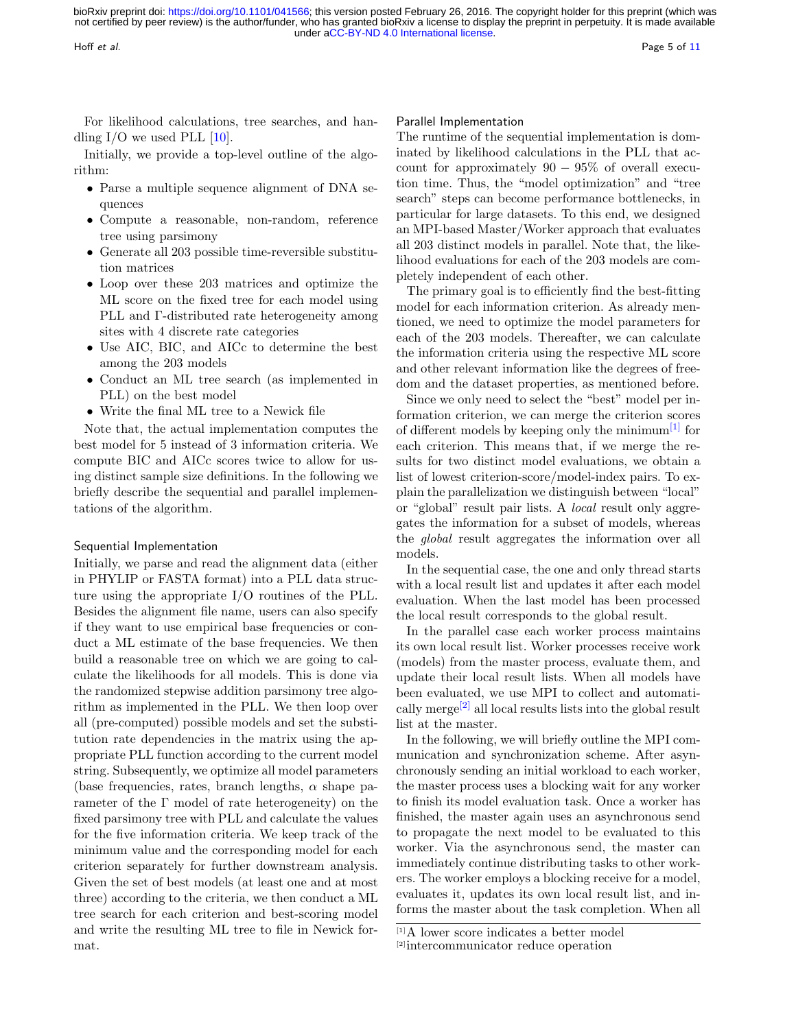For likelihood calculations, tree searches, and handling I/O we used PLL [10].

Initially, we provide a top-level outline of the algorithm:

- Parse a multiple sequence alignment of DNA sequences
- Compute a reasonable, non-random, reference tree using parsimony
- Generate all 203 possible time-reversible substitution matrices
- Loop over these 203 matrices and optimize the ML score on the fixed tree for each model using PLL and Γ-distributed rate heterogeneity among sites with 4 discrete rate categories
- Use AIC, BIC, and AICc to determine the best among the 203 models
- Conduct an ML tree search (as implemented in PLL) on the best model
- Write the final ML tree to a Newick file

Note that, the actual implementation computes the best model for 5 instead of 3 information criteria. We compute BIC and AICc scores twice to allow for using distinct sample size definitions. In the following we briefly describe the sequential and parallel implementations of the algorithm.

### Sequential Implementation

Initially, we parse and read the alignment data (either in PHYLIP or FASTA format) into a PLL data structure using the appropriate I/O routines of the PLL. Besides the alignment file name, users can also specify if they want to use empirical base frequencies or conduct a ML estimate of the base frequencies. We then build a reasonable tree on which we are going to calculate the likelihoods for all models. This is done via the randomized stepwise addition parsimony tree algorithm as implemented in the PLL. We then loop over all (pre-computed) possible models and set the substitution rate dependencies in the matrix using the appropriate PLL function according to the current model string. Subsequently, we optimize all model parameters (base frequencies, rates, branch lengths, $\alpha$ shape parameter of the Γ model of rate heterogeneity) on the fixed parsimony tree with PLL and calculate the values for the five information criteria. We keep track of the minimum value and the corresponding model for each criterion separately for further downstream analysis. Given the set of best models (at least one and at most three) according to the criteria, we then conduct a ML tree search for each criterion and best-scoring model and write the resulting ML tree to file in Newick format.

### Parallel Implementation

The runtime of the sequential implementation is dominated by likelihood calculations in the PLL that account for approximately $90 - 95\%$ of overall execution time. Thus, the "model optimization" and "tree search" steps can become performance bottlenecks, in particular for large datasets. To this end, we designed an MPI-based Master/Worker approach that evaluates all 203 distinct models in parallel. Note that, the likelihood evaluations for each of the 203 models are completely independent of each other.

The primary goal is to efficiently find the best-fitting model for each information criterion. As already mentioned, we need to optimize the model parameters for each of the 203 models. Thereafter, we can calculate the information criteria using the respective ML score and other relevant information like the degrees of freedom and the dataset properties, as mentioned before.

Since we only need to select the "best" model per information criterion, we can merge the criterion scores of different models by keeping only the minimum[1] for each criterion. This means that, if we merge the results for two distinct model evaluations, we obtain a list of lowest criterion-score/model-index pairs. To explain the parallelization we distinguish between "local" or "global" result pair lists. A *local* result only aggregates the information for a subset of models, whereas the *global* result aggregates the information over all models.

In the sequential case, the one and only thread starts with a local result list and updates it after each model evaluation. When the last model has been processed the local result corresponds to the global result.

In the parallel case each worker process maintains its own local result list. Worker processes receive work (models) from the master process, evaluate them, and update their local result lists. When all models have been evaluated, we use MPI to collect and automatically merge[2] all local results lists into the global result list at the master.

In the following, we will briefly outline the MPI communication and synchronization scheme. After asynchronously sending an initial workload to each worker, the master process uses a blocking wait for any worker to finish its model evaluation task. Once a worker has finished, the master again uses an asynchronous send to propagate the next model to be evaluated to this worker. Via the asynchronous send, the master can immediately continue distributing tasks to other workers. The worker employs a blocking receive for a model, evaluates it, updates its own local result list, and informs the master about the task completion. When all

[1] A lower score indicates a better model

[2] intercommunicator reduce operation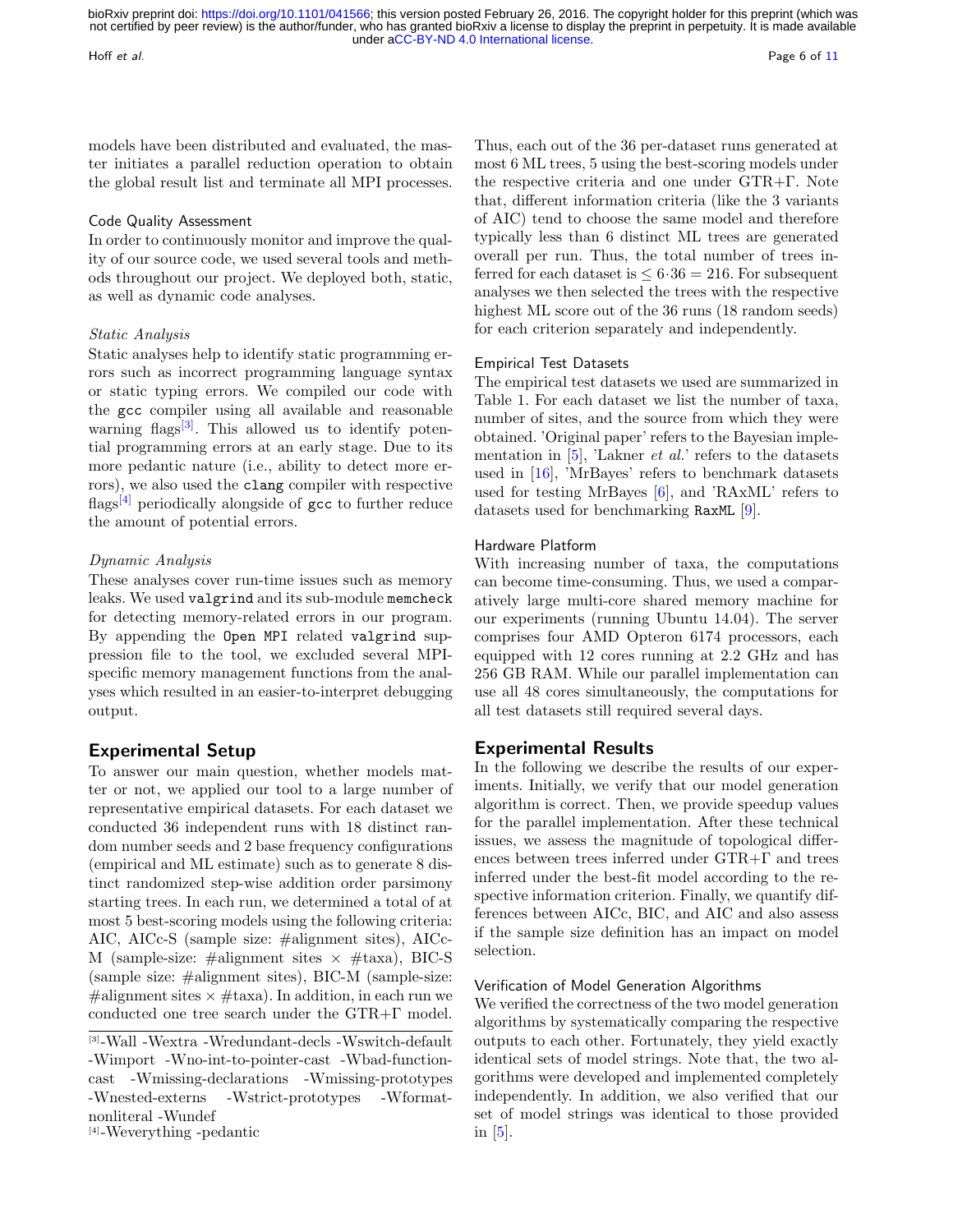models have been distributed and evaluated, the master initiates a parallel reduction operation to obtain the global result list and terminate all MPI processes.

### Code Quality Assessment

In order to continuously monitor and improve the quality of our source code, we used several tools and methods throughout our project. We deployed both, static, as well as dynamic code analyses.

#### *Static Analysis*

Static analyses help to identify static programming errors such as incorrect programming language syntax or static typing errors. We compiled our code with the `gcc` compiler using all available and reasonable warning flags[3]. This allowed us to identify potential programming errors at an early stage. Due to its more pedantic nature (i.e., ability to detect more errors), we also used the `clang` compiler with respective flags[4] periodically alongside of `gcc` to further reduce the amount of potential errors.

#### *Dynamic Analysis*

These analyses cover run-time issues such as memory leaks. We used `valgrind` and its sub-module `memcheck` for detecting memory-related errors in our program. By appending the `Open MPI` related `valgrind` suppression file to the tool, we excluded several MPI-specific memory management functions from the analyses which resulted in an easier-to-interpret debugging output.

## Experimental Setup

To answer our main question, whether models matter or not, we applied our tool to a large number of representative empirical datasets. For each dataset we conducted 36 independent runs with 18 distinct random number seeds and 2 base frequency configurations (empirical and ML estimate) such as to generate 8 distinct randomized step-wise addition order parsimony starting trees. In each run, we determined a total of at most 5 best-scoring models using the following criteria: AIC, AICc-S (sample size: #alignment sites), AICc-M (sample-size: #alignment sites $\times$ #taxa), BIC-S (sample size: #alignment sites), BIC-M (sample-size: #alignment sites $\times$ #taxa). In addition, in each run we conducted one tree search under the GTR+$\Gamma$ model. Thus, each out of the 36 per-dataset runs generated at most 6 ML trees, 5 using the best-scoring models under the respective criteria and one under GTR+$\Gamma$. Note that, different information criteria (like the 3 variants of AIC) tend to choose the same model and therefore typically less than 6 distinct ML trees are generated overall per run. Thus, the total number of trees inferred for each dataset is $\leq 6 \cdot 36 = 216$. For subsequent analyses we then selected the trees with the respective highest ML score out of the 36 runs (18 random seeds) for each criterion separately and independently.

[3] -Wall -Wextra -Wredundant-decls -Wswitch-default -Wimport -Wno-int-to-pointer-cast -Wbad-function-cast -Wmissing-declarations -Wmissing-prototypes -Wnested-externs -Wstrict-prototypes -Wformat-nonliteral -Wundef

[4] -Weverything -pedantic

### Empirical Test Datasets

The empirical test datasets we used are summarized in Table 1. For each dataset we list the number of taxa, number of sites, and the source from which they were obtained. 'Original paper' refers to the Bayesian implementation in [5], 'Lakner *et al.*' refers to the datasets used in [16], 'MrBayes' refers to benchmark datasets used for testing MrBayes [6], and 'RAxML' refers to datasets used for benchmarking `RaxML` [9].

### Hardware Platform

With increasing number of taxa, the computations can become time-consuming. Thus, we used a comparatively large multi-core shared memory machine for our experiments (running Ubuntu 14.04). The server comprises four AMD Opteron 6174 processors, each equipped with 12 cores running at 2.2 GHz and has 256 GB RAM. While our parallel implementation can use all 48 cores simultaneously, the computations for all test datasets still required several days.

## Experimental Results

In the following we describe the results of our experiments. Initially, we verify that our model generation algorithm is correct. Then, we provide speedup values for the parallel implementation. After these technical issues, we assess the magnitude of topological differences between trees inferred under GTR+$\Gamma$ and trees inferred under the best-fit model according to the respective information criterion. Finally, we quantify differences between AICc, BIC, and AIC and also assess if the sample size definition has an impact on model selection.

### Verification of Model Generation Algorithms

We verified the correctness of the two model generation algorithms by systematically comparing the respective outputs to each other. Fortunately, they yield exactly identical sets of model strings. Note that, the two algorithms were developed and implemented completely independently. In addition, we also verified that our set of model strings was identical to those provided in [5].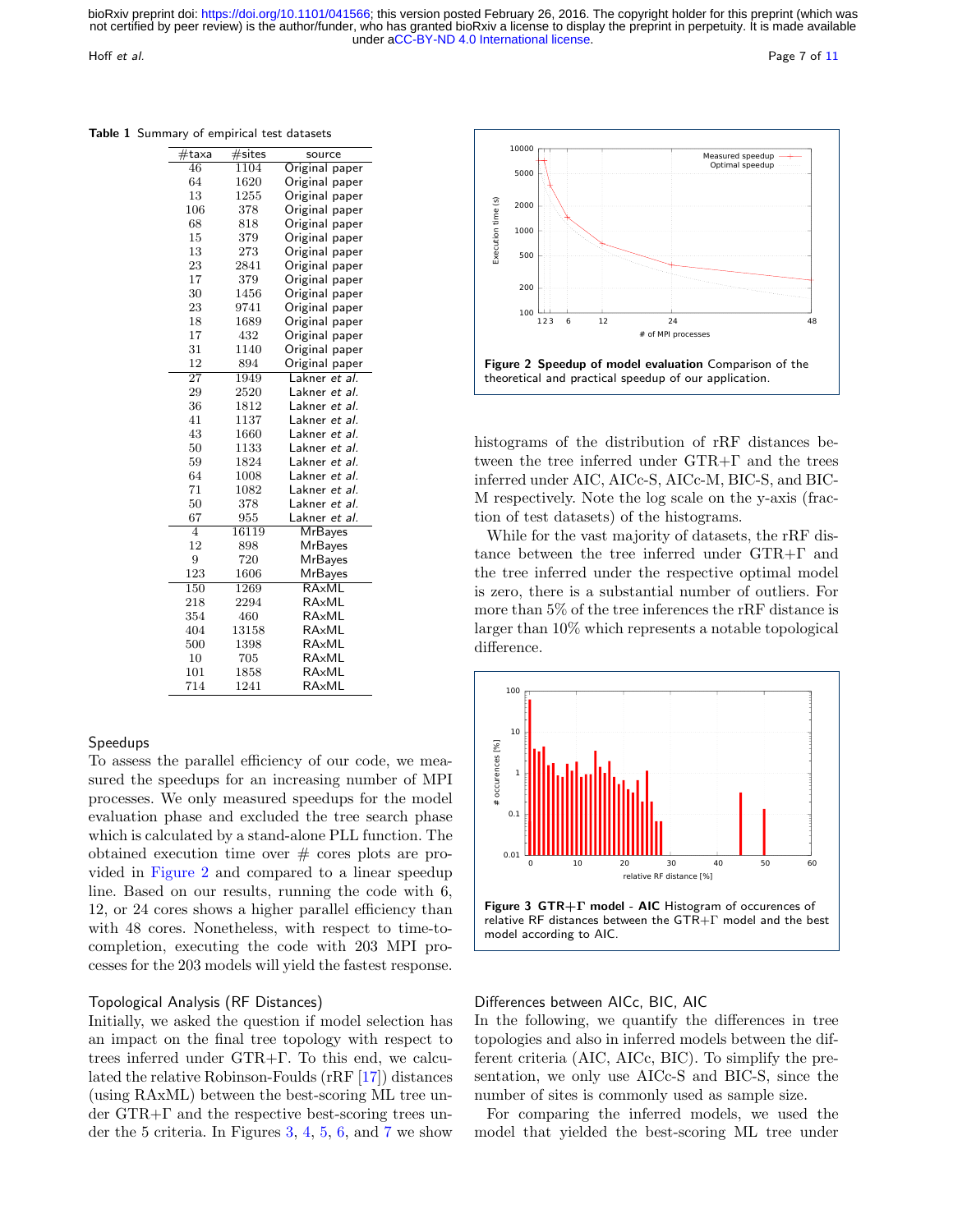**Table 1** Summary of empirical test datasets

| #taxa | #sites | source |
|---|---|---|
| 46 | 1104 | Original paper |
| 64 | 1620 | Original paper |
| 13 | 1255 | Original paper |
| 106 | 378 | Original paper |
| 68 | 818 | Original paper |
| 15 | 379 | Original paper |
| 13 | 273 | Original paper |
| 23 | 2841 | Original paper |
| 17 | 379 | Original paper |
| 30 | 1456 | Original paper |
| 23 | 9741 | Original paper |
| 18 | 1689 | Original paper |
| 17 | 432 | Original paper |
| 31 | 1140 | Original paper |
| 12 | 894 | Original paper |
| 27 | 1949 | Lakner *et al.* |
| 29 | 2520 | Lakner *et al.* |
| 36 | 1812 | Lakner *et al.* |
| 41 | 1137 | Lakner *et al.* |
| 43 | 1660 | Lakner *et al.* |
| 50 | 1133 | Lakner *et al.* |
| 59 | 1824 | Lakner *et al.* |
| 64 | 1008 | Lakner *et al.* |
| 71 | 1082 | Lakner *et al.* |
| 50 | 378 | Lakner *et al.* |
| 67 | 955 | Lakner *et al.* |
| 4 | 16119 | MrBayes |
| 12 | 898 | MrBayes |
| 9 | 720 | MrBayes |
| 123 | 1606 | MrBayes |
| 150 | 1269 | RAxML |
| 218 | 2294 | RAxML |
| 354 | 460 | RAxML |
| 404 | 13158 | RAxML |
| 500 | 1398 | RAxML |
| 10 | 705 | RAxML |
| 101 | 1858 | RAxML |
| 714 | 1241 | RAxML |

**Figure 2 Speedup of model evaluation** Comparison of the theoretical and practical speedup of our application.

## Speedups

To assess the parallel efficiency of our code, we measured the speedups for an increasing number of MPI processes. We only measured speedups for the model evaluation phase and excluded the tree search phase which is calculated by a stand-alone PLL function. The obtained execution time over # cores plots are provided in Figure 2 and compared to a linear speedup line. Based on our results, running the code with 6, 12, or 24 cores shows a higher parallel efficiency than with 48 cores. Nonetheless, with respect to time-to-completion, executing the code with 203 MPI processes for the 203 models will yield the fastest response.

## Topological Analysis (RF Distances)

Initially, we asked the question if model selection has an impact on the final tree topology with respect to trees inferred under GTR+Γ. To this end, we calculated the relative Robinson-Foulds (rRF [17]) distances (using RAxML) between the best-scoring ML tree under GTR+Γ and the respective best-scoring trees under the 5 criteria. In Figures 3, 4, 5, 6, and 7 we show histograms of the distribution of rRF distances between the tree inferred under GTR+Γ and the trees inferred under AIC, AICc-S, AICc-M, BIC-S, and BIC-M respectively. Note the log scale on the y-axis (fraction of test datasets) of the histograms.

While for the vast majority of datasets, the rRF distance between the tree inferred under GTR+Γ and the tree inferred under the respective optimal model is zero, there is a substantial number of outliers. For more than 5% of the tree inferences the rRF distance is larger than 10% which represents a notable topological difference.

**Figure 3 GTR+Γ model - AIC** Histogram of occurences of relative RF distances between the GTR+Γ model and the best model according to AIC.

## Differences between AICc, BIC, AIC

In the following, we quantify the differences in tree topologies and also in inferred models between the different criteria (AIC, AICc, BIC). To simplify the presentation, we only use AICc-S and BIC-S, since the number of sites is commonly used as sample size.

For comparing the inferred models, we used the model that yielded the best-scoring ML tree under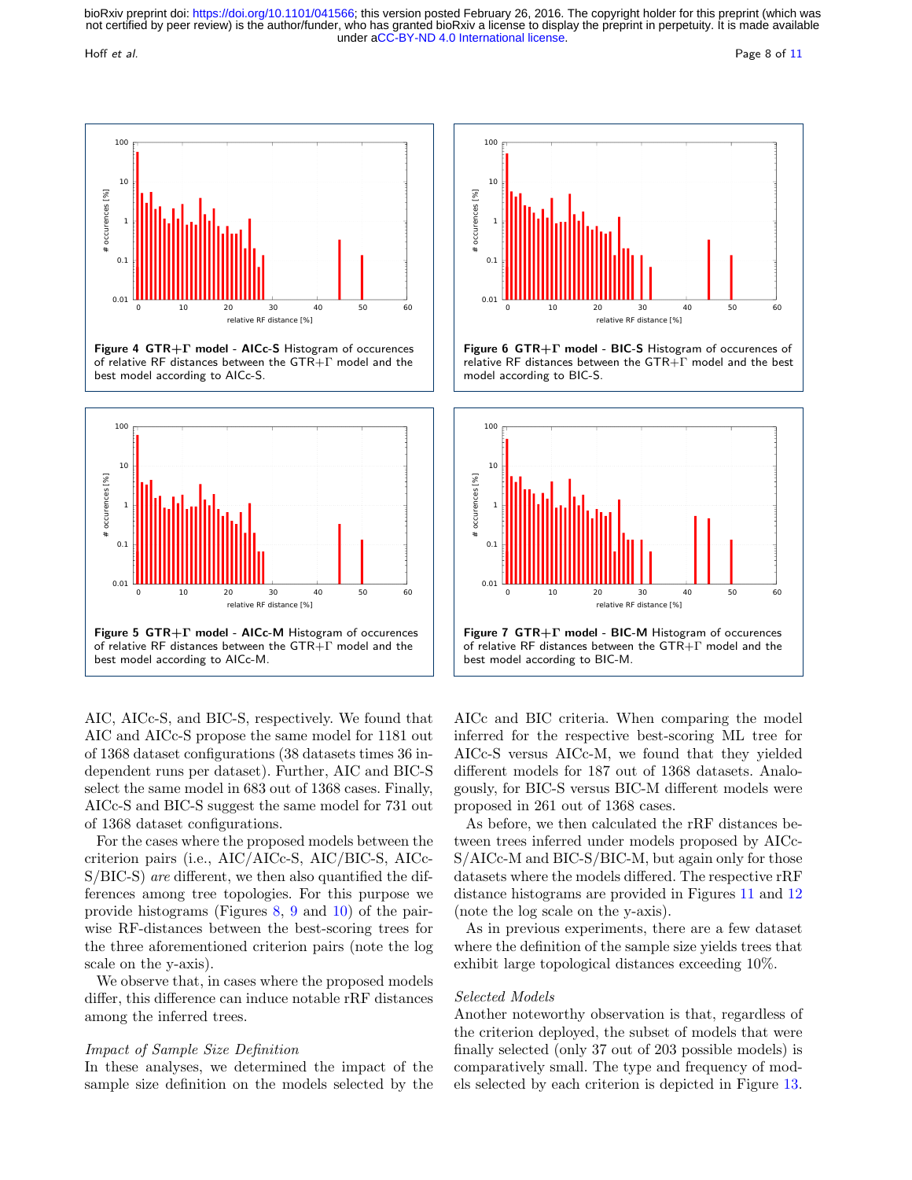**Figure 4 GTR+Γ model - AICc-S** Histogram of occurences of relative RF distances between the GTR+Γ model and the best model according to AICc-S.

**Figure 6 GTR+Γ model - BIC-S** Histogram of occurences of relative RF distances between the GTR+Γ model and the best model according to BIC-S.

**Figure 5 GTR+Γ model - AICc-M** Histogram of occurences of relative RF distances between the GTR+Γ model and the best model according to AICc-M.

**Figure 7 GTR+Γ model - BIC-M** Histogram of occurences of relative RF distances between the GTR+Γ model and the best model according to BIC-M.

AIC, AICc-S, and BIC-S, respectively. We found that AIC and AICc-S propose the same model for 1181 out of 1368 dataset configurations (38 datasets times 36 independent runs per dataset). Further, AIC and BIC-S select the same model in 683 out of 1368 cases. Finally, AICc-S and BIC-S suggest the same model for 731 out of 1368 dataset configurations.

For the cases where the proposed models between the criterion pairs (i.e., AIC/AICc-S, AIC/BIC-S, AICc-S/BIC-S) *are* different, we then also quantified the differences among tree topologies. For this purpose we provide histograms (Figures 8, 9 and 10) of the pairwise RF-distances between the best-scoring trees for the three aforementioned criterion pairs (note the log scale on the y-axis).

We observe that, in cases where the proposed models differ, this difference can induce notable rRF distances among the inferred trees.

### *Impact of Sample Size Definition*

In these analyses, we determined the impact of the sample size definition on the models selected by the AICc and BIC criteria. When comparing the model inferred for the respective best-scoring ML tree for AICc-S versus AICc-M, we found that they yielded different models for 187 out of 1368 datasets. Analogously, for BIC-S versus BIC-M different models were proposed in 261 out of 1368 cases.

As before, we then calculated the rRF distances between trees inferred under models proposed by AICc-S/AICc-M and BIC-S/BIC-M, but again only for those datasets where the models differed. The respective rRF distance histograms are provided in Figures 11 and 12 (note the log scale on the y-axis).

As in previous experiments, there are a few dataset where the definition of the sample size yields trees that exhibit large topological distances exceeding 10%.

### *Selected Models*

Another noteworthy observation is that, regardless of the criterion deployed, the subset of models that were finally selected (only 37 out of 203 possible models) is comparatively small. The type and frequency of models selected by each criterion is depicted in Figure 13.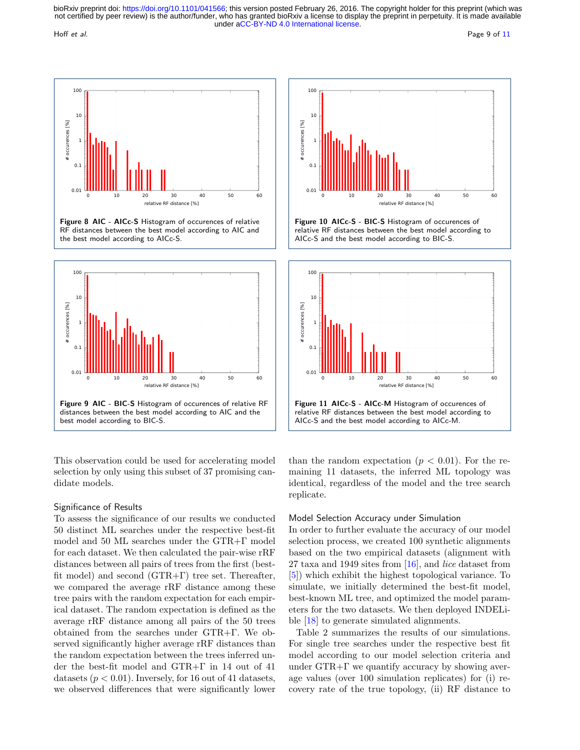**Figure 8** **AIC - AICc-S** Histogram of occurences of relative RF distances between the best model according to AIC and the best model according to AICc-S.

**Figure 10** **AICc-S - BIC-S** Histogram of occurences of relative RF distances between the best model according to AICc-S and the best model according to BIC-S.

**Figure 9** **AIC - BIC-S** Histogram of occurences of relative RF distances between the best model according to AIC and the best model according to BIC-S.

**Figure 11** **AICc-S - AICc-M** Histogram of occurences of relative RF distances between the best model according to AICc-S and the best model according to AICc-M.

This observation could be used for accelerating model selection by only using this subset of 37 promising candidate models.

### Significance of Results

To assess the significance of our results we conducted 50 distinct ML searches under the respective best-fit model and 50 ML searches under the GTR+$\Gamma$ model for each dataset. We then calculated the pair-wise rRF distances between all pairs of trees from the first (best-fit model) and second (GTR+$\Gamma$) tree set. Thereafter, we compared the average rRF distance among these tree pairs with the random expectation for each empirical dataset. The random expectation is defined as the average rRF distance among all pairs of the 50 trees obtained from the searches under GTR+$\Gamma$. We observed significantly higher average rRF distances than the random expectation between the trees inferred under the best-fit model and GTR+$\Gamma$ in 14 out of 41 datasets ($p < 0.01$). Inversely, for 16 out of 41 datasets, we observed differences that were significantly lower than the random expectation ($p < 0.01$). For the remaining 11 datasets, the inferred ML topology was identical, regardless of the model and the tree search replicate.

### Model Selection Accuracy under Simulation

In order to further evaluate the accuracy of our model selection process, we created 100 synthetic alignments based on the two empirical datasets (alignment with 27 taxa and 1949 sites from [16], and *lice* dataset from [5]) which exhibit the highest topological variance. To simulate, we initially determined the best-fit model, best-known ML tree, and optimized the model parameters for the two datasets. We then deployed INDELible [18] to generate simulated alignments.

Table 2 summarizes the results of our simulations. For single tree searches under the respective best fit model according to our model selection criteria and under GTR+$\Gamma$ we quantify accuracy by showing average values (over 100 simulation replicates) for (i) recovery rate of the true topology, (ii) RF distance to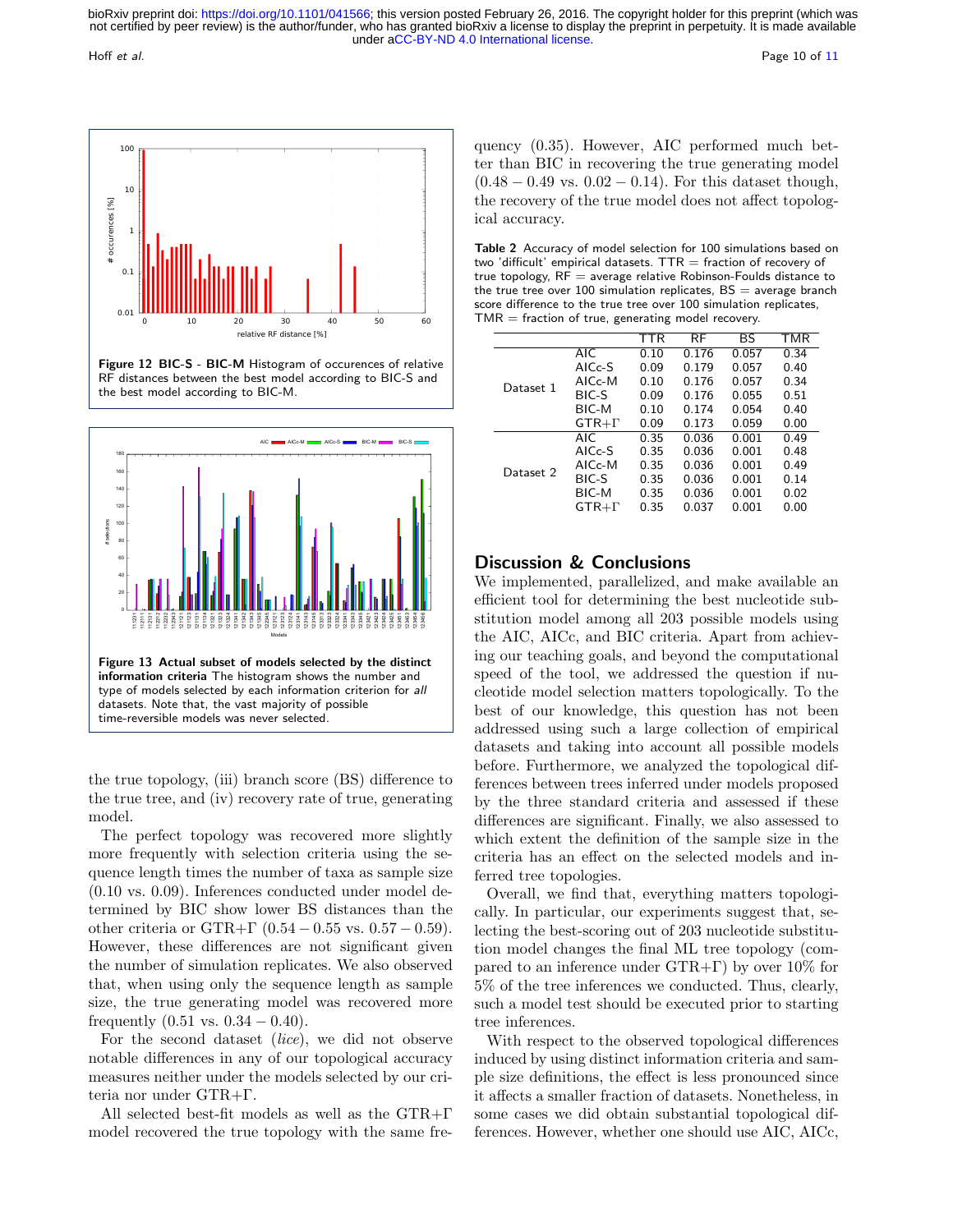Figure 12 **BIC-S - BIC-M** Histogram of occurences of relative RF distances between the best model according to BIC-S and the best model according to BIC-M.

Figure 13 **Actual subset of models selected by the distinct information criteria** The histogram shows the number and type of models selected by each information criterion for *all* datasets. Note that, the vast majority of possible time-reversible models was never selected.

the true topology, (iii) branch score (BS) difference to the true tree, and (iv) recovery rate of true, generating model.

The perfect topology was recovered more slightly more frequently with selection criteria using the sequence length times the number of taxa as sample size (0.10 vs. 0.09). Inferences conducted under model determined by BIC show lower BS distances than the other criteria or GTR+Γ (0.54 − 0.55 vs. 0.57 − 0.59). However, these differences are not significant given the number of simulation replicates. We also observed that, when using only the sequence length as sample size, the true generating model was recovered more frequently (0.51 vs. 0.34 − 0.40).

For the second dataset (*lice*), we did not observe notable differences in any of our topological accuracy measures neither under the models selected by our criteria nor under GTR+Γ.

All selected best-fit models as well as the GTR+Γ model recovered the true topology with the same frequency (0.35). However, AIC performed much better than BIC in recovering the true generating model (0.48 − 0.49 vs. 0.02 − 0.14). For this dataset though, the recovery of the true model does not affect topological accuracy.

**Table 2** Accuracy of model selection for 100 simulations based on two 'difficult' empirical datasets. TTR = fraction of recovery of true topology, RF = average relative Robinson-Foulds distance to the true tree over 100 simulation replicates, BS = average branch score difference to the true tree over 100 simulation replicates, TMR = fraction of true, generating model recovery.

| | | TTR | RF | BS | TMR |
|---|---|---|---|---|---|
| Dataset 1 | AIC | 0.10 | 0.176 | 0.057 | 0.34 |
| | AICc-S | 0.09 | 0.179 | 0.057 | 0.40 |
| | AICc-M | 0.10 | 0.176 | 0.057 | 0.34 |
| | BIC-S | 0.09 | 0.176 | 0.055 | 0.51 |
| | BIC-M | 0.10 | 0.174 | 0.054 | 0.40 |
| | GTR+Γ | 0.09 | 0.173 | 0.059 | 0.00 |
| Dataset 2 | AIC | 0.35 | 0.036 | 0.001 | 0.49 |
| | AICc-S | 0.35 | 0.036 | 0.001 | 0.48 |
| | AICc-M | 0.35 | 0.036 | 0.001 | 0.49 |
| | BIC-S | 0.35 | 0.036 | 0.001 | 0.14 |
| | BIC-M | 0.35 | 0.036 | 0.001 | 0.02 |
| | GTR+Γ | 0.35 | 0.037 | 0.001 | 0.00 |

## Discussion & Conclusions

We implemented, parallelized, and make available an efficient tool for determining the best nucleotide substitution model among all 203 possible models using the AIC, AICc, and BIC criteria. Apart from achieving our teaching goals, and beyond the computational speed of the tool, we addressed the question if nucleotide model selection matters topologically. To the best of our knowledge, this question has not been addressed using such a large collection of empirical datasets and taking into account all possible models before. Furthermore, we analyzed the topological differences between trees inferred under models proposed by the three standard criteria and assessed if these differences are significant. Finally, we also assessed to which extent the definition of the sample size in the criteria has an effect on the selected models and inferred tree topologies.

Overall, we find that, everything matters topologically. In particular, our experiments suggest that, selecting the best-scoring out of 203 nucleotide substitution model changes the final ML tree topology (compared to an inference under GTR+Γ) by over 10% for 5% of the tree inferences we conducted. Thus, clearly, such a model test should be executed prior to starting tree inferences.

With respect to the observed topological differences induced by using distinct information criteria and sample size definitions, the effect is less pronounced since it affects a smaller fraction of datasets. Nonetheless, in some cases we did obtain substantial topological differences. However, whether one should use AIC, AICc,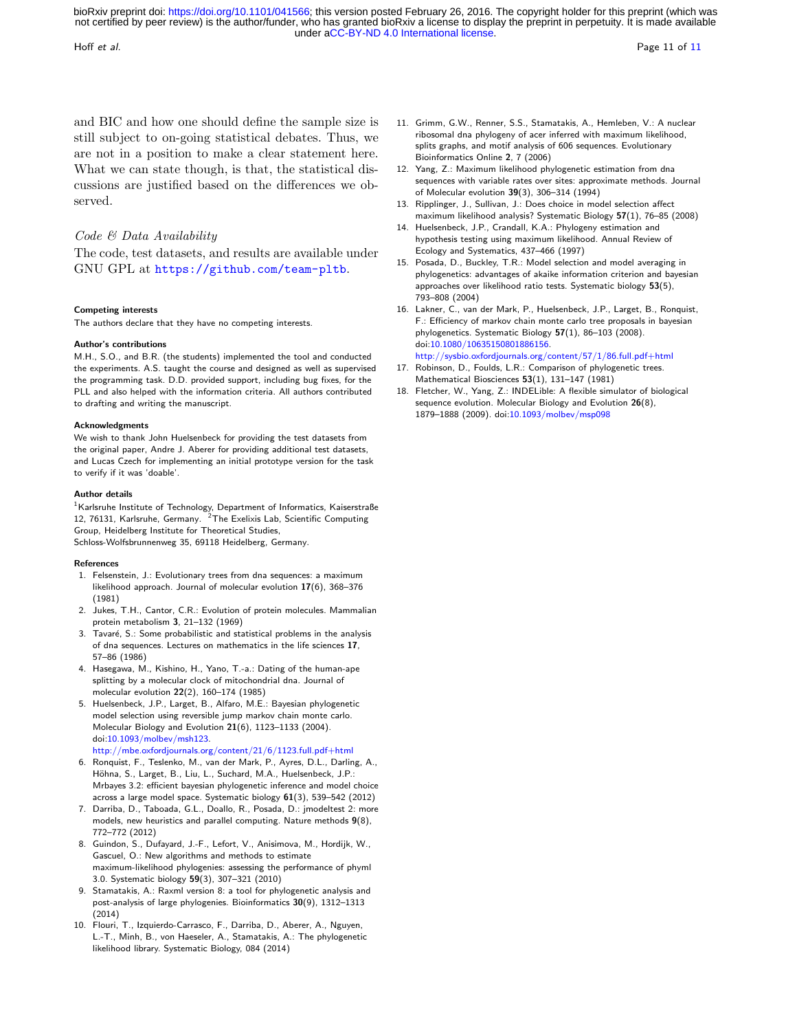and BIC and how one should define the sample size is still subject to on-going statistical debates. Thus, we are not in a position to make a clear statement here. What we can state though, is that, the statistical discussions are justified based on the differences we observed.

*Code & Data Availability*

The code, test datasets, and results are available under GNU GPL at https://github.com/team-pltb.

**Competing interests**

The authors declare that they have no competing interests.

**Author's contributions**

M.H., S.O., and B.R. (the students) implemented the tool and conducted the experiments. A.S. taught the course and designed as well as supervised the programming task. D.D. provided support, including bug fixes, for the PLL and also helped with the information criteria. All authors contributed to drafting and writing the manuscript.

**Acknowledgments**

We wish to thank John Huelsenbeck for providing the test datasets from the original paper, Andre J. Aberer for providing additional test datasets, and Lucas Czech for implementing an initial prototype version for the task to verify if it was 'doable'.

**Author details**

[1]Karlsruhe Institute of Technology, Department of Informatics, Kaiserstraße 12, 76131, Karlsruhe, Germany. [2]The Exelixis Lab, Scientific Computing Group, Heidelberg Institute for Theoretical Studies, Schloss-Wolfsbrunnenweg 35, 69118 Heidelberg, Germany.

**References**

1. Felsenstein, J.: Evolutionary trees from dna sequences: a maximum likelihood approach. Journal of molecular evolution **17**(6), 368–376 (1981)
2. Jukes, T.H., Cantor, C.R.: Evolution of protein molecules. Mammalian protein metabolism **3**, 21–132 (1969)
3. Tavaré, S.: Some probabilistic and statistical problems in the analysis of dna sequences. Lectures on mathematics in the life sciences **17**, 57–86 (1986)
4. Hasegawa, M., Kishino, H., Yano, T.-a.: Dating of the human-ape splitting by a molecular clock of mitochondrial dna. Journal of molecular evolution **22**(2), 160–174 (1985)
5. Huelsenbeck, J.P., Larget, B., Alfaro, M.E.: Bayesian phylogenetic model selection using reversible jump markov chain monte carlo. Molecular Biology and Evolution **21**(6), 1123–1133 (2004). doi:10.1093/molbev/msh123. http://mbe.oxfordjournals.org/content/21/6/1123.full.pdf+html
6. Ronquist, F., Teslenko, M., van der Mark, P., Ayres, D.L., Darling, A., Höhna, S., Larget, B., Liu, L., Suchard, M.A., Huelsenbeck, J.P.: Mrbayes 3.2: efficient bayesian phylogenetic inference and model choice across a large model space. Systematic biology **61**(3), 539–542 (2012)
7. Darriba, D., Taboada, G.L., Doallo, R., Posada, D.: jmodeltest 2: more models, new heuristics and parallel computing. Nature methods **9**(8), 772–772 (2012)
8. Guindon, S., Dufayard, J.-F., Lefort, V., Anisimova, M., Hordijk, W., Gascuel, O.: New algorithms and methods to estimate maximum-likelihood phylogenies: assessing the performance of phyml 3.0. Systematic biology **59**(3), 307–321 (2010)
9. Stamatakis, A.: Raxml version 8: a tool for phylogenetic analysis and post-analysis of large phylogenies. Bioinformatics **30**(9), 1312–1313 (2014)
10. Flouri, T., Izquierdo-Carrasco, F., Darriba, D., Aberer, A., Nguyen, L.-T., Minh, B., von Haeseler, A., Stamatakis, A.: The phylogenetic likelihood library. Systematic Biology, 084 (2014)
11. Grimm, G.W., Renner, S.S., Stamatakis, A., Hemleben, V.: A nuclear ribosomal dna phylogeny of acer inferred with maximum likelihood, splits graphs, and motif analysis of 606 sequences. Evolutionary Bioinformatics Online **2**, 7 (2006)
12. Yang, Z.: Maximum likelihood phylogenetic estimation from dna sequences with variable rates over sites: approximate methods. Journal of Molecular evolution **39**(3), 306–314 (1994)
13. Ripplinger, J., Sullivan, J.: Does choice in model selection affect maximum likelihood analysis? Systematic Biology **57**(1), 76–85 (2008)
14. Huelsenbeck, J.P., Crandall, K.A.: Phylogeny estimation and hypothesis testing using maximum likelihood. Annual Review of Ecology and Systematics, 437–466 (1997)
15. Posada, D., Buckley, T.R.: Model selection and model averaging in phylogenetics: advantages of akaike information criterion and bayesian approaches over likelihood ratio tests. Systematic biology **53**(5), 793–808 (2004)
16. Lakner, C., van der Mark, P., Huelsenbeck, J.P., Larget, B., Ronquist, F.: Efficiency of markov chain monte carlo tree proposals in bayesian phylogenetics. Systematic Biology **57**(1), 86–103 (2008). doi:10.1080/10635150801886156. http://sysbio.oxfordjournals.org/content/57/1/86.full.pdf+html
17. Robinson, D., Foulds, L.R.: Comparison of phylogenetic trees. Mathematical Biosciences **53**(1), 131–147 (1981)
18. Fletcher, W., Yang, Z.: INDELible: A flexible simulator of biological sequence evolution. Molecular Biology and Evolution **26**(8), 1879–1888 (2009). doi:10.1093/molbev/msp098